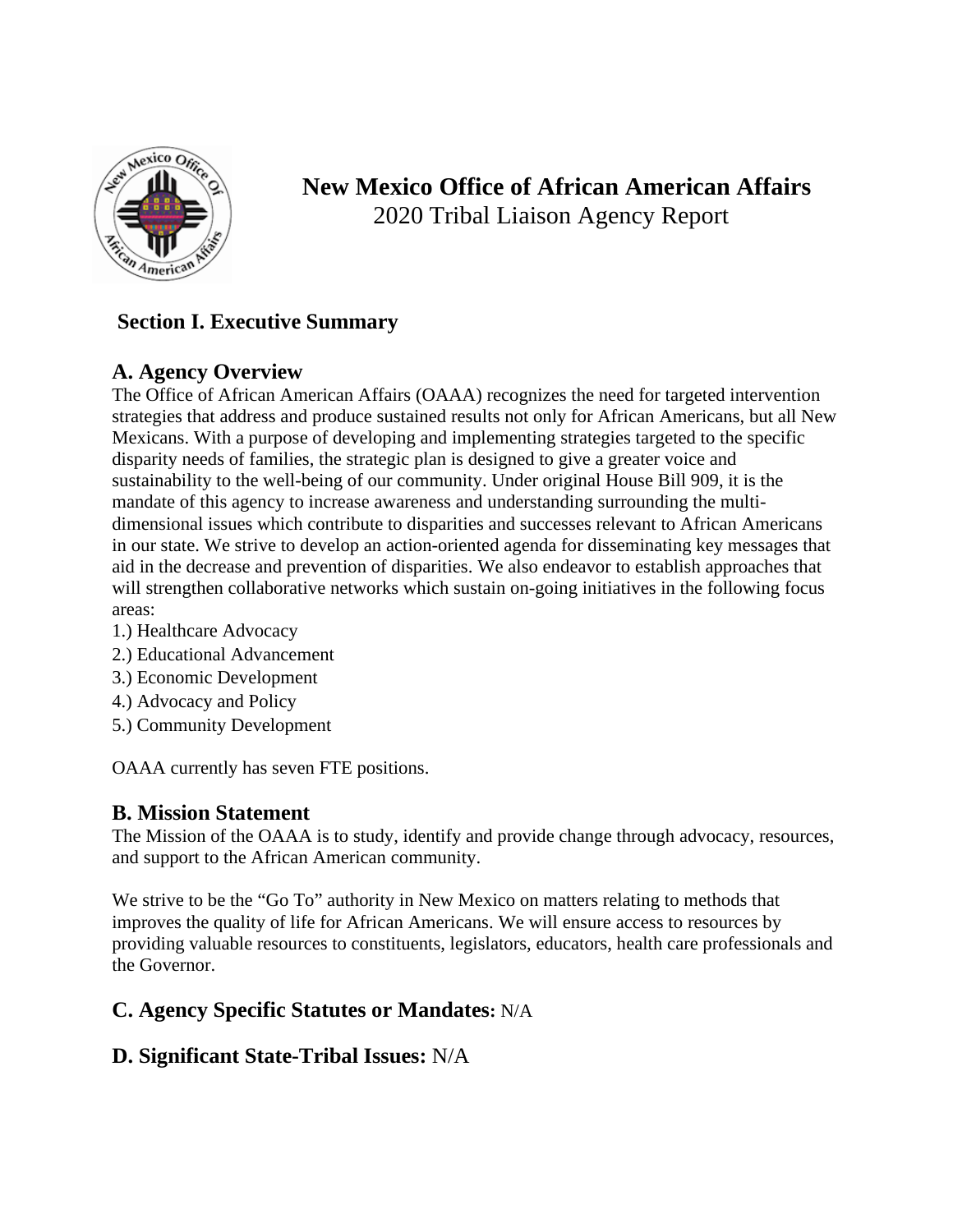# New Mexico Office of African American Affairs

2020 Tribal Liaison Agency Report

## Section I. Executive Summary

### A. Agency Overview

The Office of African American Affairs (OAAA) recognizes the need for targeted intervention strategies that address and produce sustained results not only for African Americans, but all New Mexicans. With a purpose of developing and implementing strategies targeted to the specific disparity needs of families, the strategic plan is designed to give a greater voice and sustainability to the well-being of our community. Under original House Bill 909, it is the mandate of this agency to increase awareness and understanding surrounding the multi-dimensional issues which contribute to disparities and successes relevant to African Americans in our state. We strive to develop an action-oriented agenda for disseminating key messages that aid in the decrease and prevention of disparities. We also endeavor to establish approaches that will strengthen collaborative networks which sustain on-going initiatives in the following focus areas:

1.) Healthcare Advocacy
2.) Educational Advancement
3.) Economic Development
4.) Advocacy and Policy
5.) Community Development

OAAA currently has seven FTE positions.

### B. Mission Statement

The Mission of the OAAA is to study, identify and provide change through advocacy, resources, and support to the African American community.

We strive to be the "Go To" authority in New Mexico on matters relating to methods that improves the quality of life for African Americans. We will ensure access to resources by providing valuable resources to constituents, legislators, educators, health care professionals and the Governor.

### C. Agency Specific Statutes or Mandates: N/A

### D. Significant State-Tribal Issues: N/A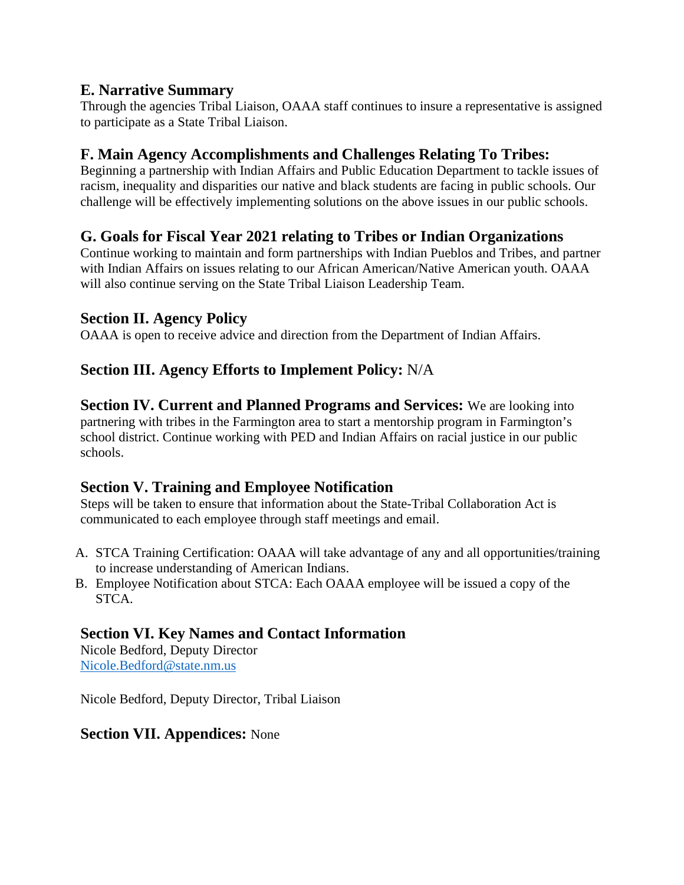## E. Narrative Summary

Through the agencies Tribal Liaison, OAAA staff continues to insure a representative is assigned to participate as a State Tribal Liaison.

## F. Main Agency Accomplishments and Challenges Relating To Tribes:

Beginning a partnership with Indian Affairs and Public Education Department to tackle issues of racism, inequality and disparities our native and black students are facing in public schools. Our challenge will be effectively implementing solutions on the above issues in our public schools.

## G. Goals for Fiscal Year 2021 relating to Tribes or Indian Organizations

Continue working to maintain and form partnerships with Indian Pueblos and Tribes, and partner with Indian Affairs on issues relating to our African American/Native American youth. OAAA will also continue serving on the State Tribal Liaison Leadership Team.

## Section II. Agency Policy

OAAA is open to receive advice and direction from the Department of Indian Affairs.

## Section III. Agency Efforts to Implement Policy: N/A

## Section IV. Current and Planned Programs and Services: 

We are looking into partnering with tribes in the Farmington area to start a mentorship program in Farmington's school district. Continue working with PED and Indian Affairs on racial justice in our public schools.

## Section V. Training and Employee Notification

Steps will be taken to ensure that information about the State-Tribal Collaboration Act is communicated to each employee through staff meetings and email.

A. STCA Training Certification: OAAA will take advantage of any and all opportunities/training to increase understanding of American Indians.
B. Employee Notification about STCA: Each OAAA employee will be issued a copy of the STCA.

## Section VI. Key Names and Contact Information

Nicole Bedford, Deputy Director
Nicole.Bedford@state.nm.us

Nicole Bedford, Deputy Director, Tribal Liaison

## Section VII. Appendices: None